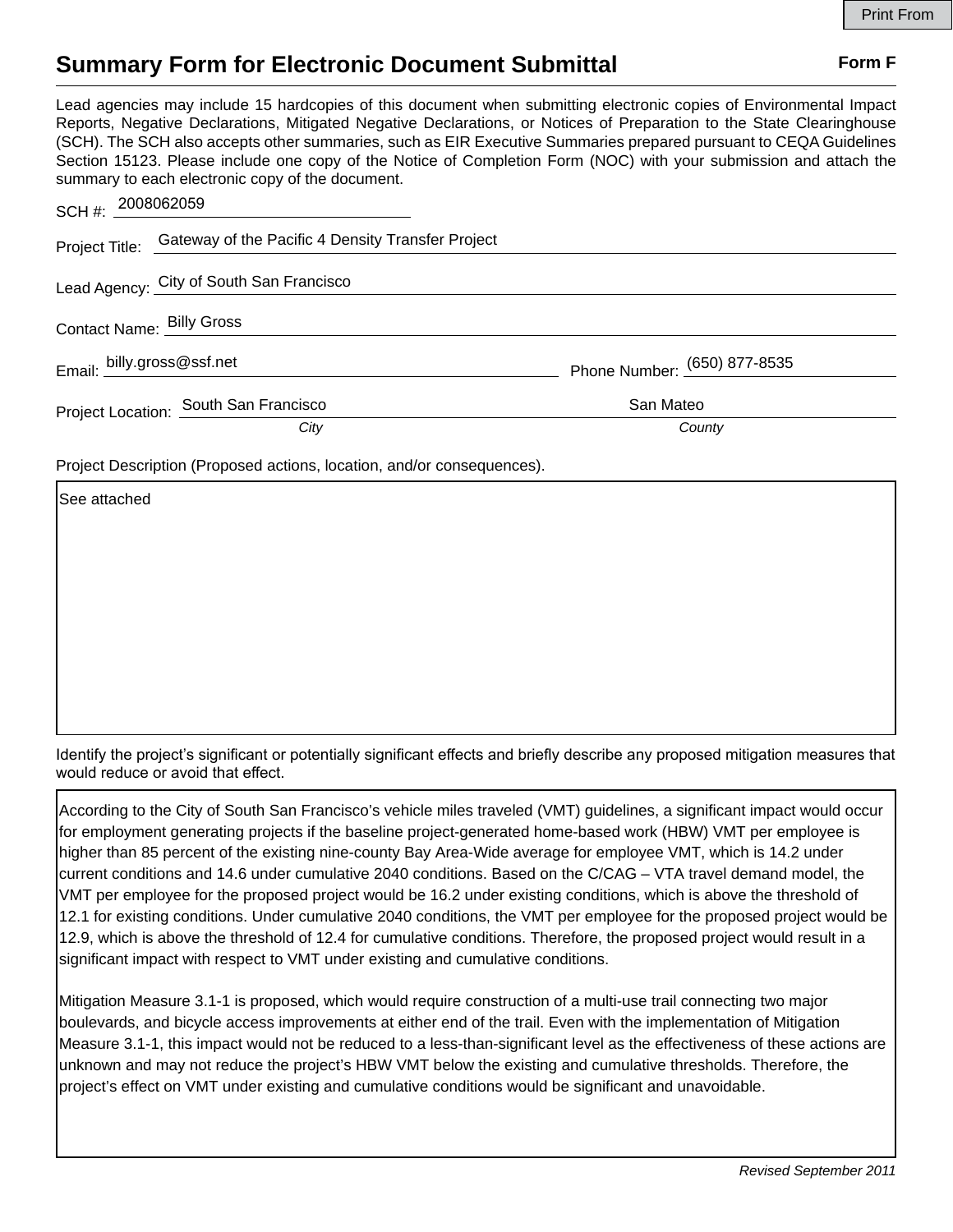# Summary Form for Electronic Document Submittal

**Form F**

Lead agencies may include 15 hardcopies of this document when submitting electronic copies of Environmental Impact Reports, Negative Declarations, Mitigated Negative Declarations, or Notices of Preparation to the State Clearinghouse (SCH). The SCH also accepts other summaries, such as EIR Executive Summaries prepared pursuant to CEQA Guidelines Section 15123. Please include one copy of the Notice of Completion Form (NOC) with your submission and attach the summary to each electronic copy of the document.

SCH #: 2008062059

Project Title: Gateway of the Pacific 4 Density Transfer Project

Lead Agency: City of South San Francisco

Contact Name: Billy Gross

Email: billy.gross@ssf.net Phone Number: (650) 877-8535

Project Location: South San Francisco (*City*) San Mateo (*County*)

Project Description (Proposed actions, location, and/or consequences).

See attached

Identify the project's significant or potentially significant effects and briefly describe any proposed mitigation measures that would reduce or avoid that effect.

According to the City of South San Francisco's vehicle miles traveled (VMT) guidelines, a significant impact would occur for employment generating projects if the baseline project-generated home-based work (HBW) VMT per employee is higher than 85 percent of the existing nine-county Bay Area-Wide average for employee VMT, which is 14.2 under current conditions and 14.6 under cumulative 2040 conditions. Based on the C/CAG – VTA travel demand model, the VMT per employee for the proposed project would be 16.2 under existing conditions, which is above the threshold of 12.1 for existing conditions. Under cumulative 2040 conditions, the VMT per employee for the proposed project would be 12.9, which is above the threshold of 12.4 for cumulative conditions. Therefore, the proposed project would result in a significant impact with respect to VMT under existing and cumulative conditions.

Mitigation Measure 3.1-1 is proposed, which would require construction of a multi-use trail connecting two major boulevards, and bicycle access improvements at either end of the trail. Even with the implementation of Mitigation Measure 3.1-1, this impact would not be reduced to a less-than-significant level as the effectiveness of these actions are unknown and may not reduce the project's HBW VMT below the existing and cumulative thresholds. Therefore, the project's effect on VMT under existing and cumulative conditions would be significant and unavoidable.

*Revised September 2011*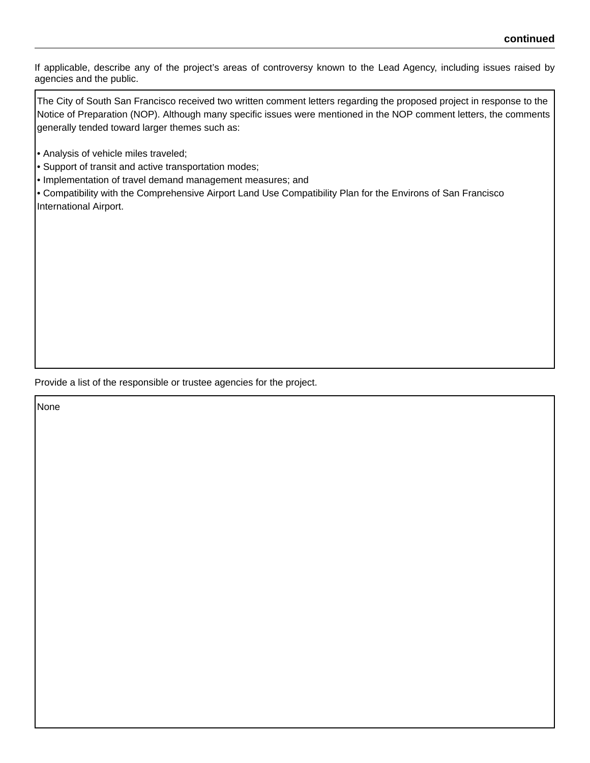**continued**

If applicable, describe any of the project's areas of controversy known to the Lead Agency, including issues raised by agencies and the public.

The City of South San Francisco received two written comment letters regarding the proposed project in response to the Notice of Preparation (NOP). Although many specific issues were mentioned in the NOP comment letters, the comments generally tended toward larger themes such as:

- Analysis of vehicle miles traveled;
- Support of transit and active transportation modes;
- Implementation of travel demand management measures; and
- Compatibility with the Comprehensive Airport Land Use Compatibility Plan for the Environs of San Francisco International Airport.

Provide a list of the responsible or trustee agencies for the project.

None